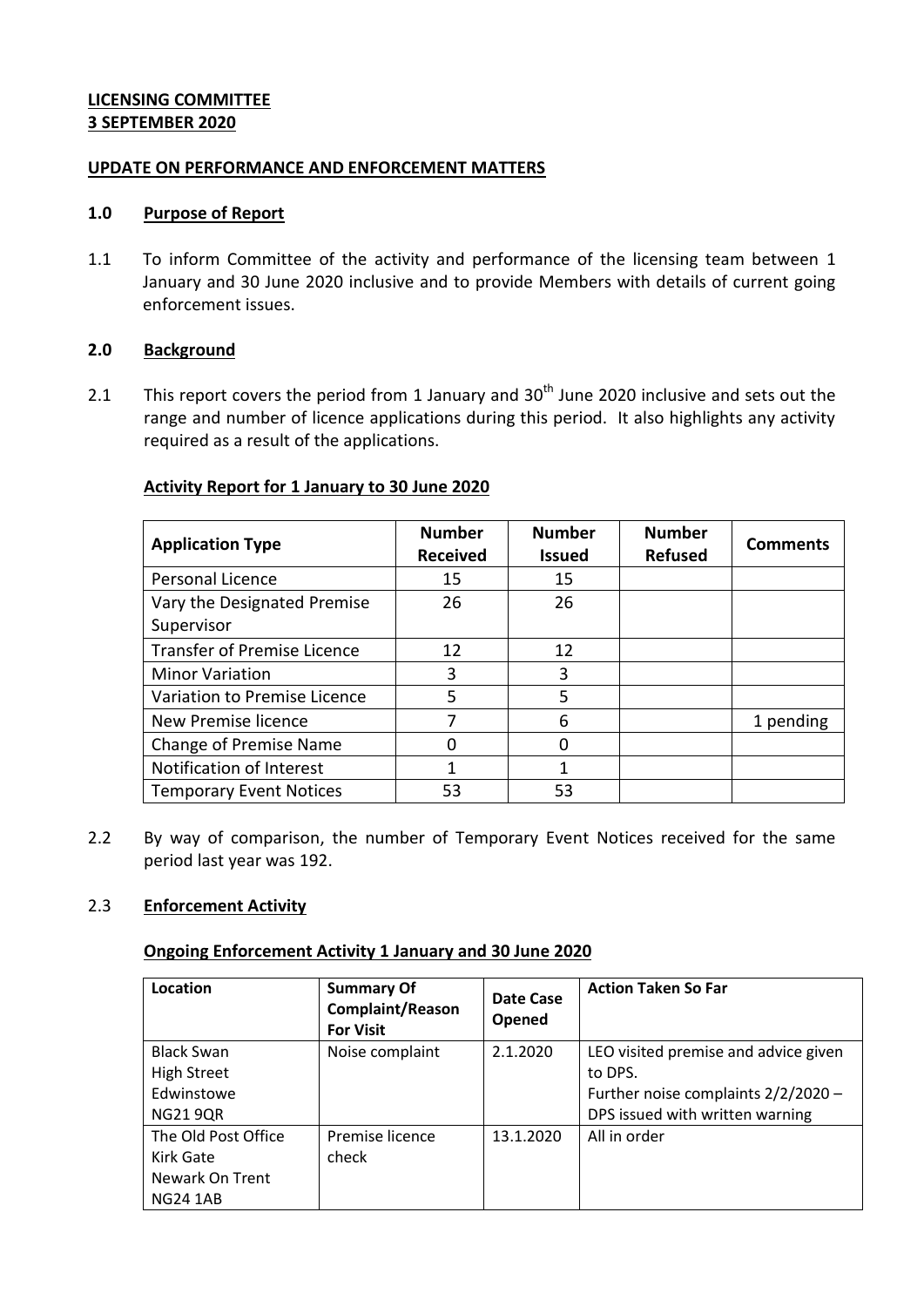**LICENSING COMMITTEE**
**3 SEPTEMBER 2020**

**UPDATE ON PERFORMANCE AND ENFORCEMENT MATTERS**

## 1.0 Purpose of Report

1.1 To inform Committee of the activity and performance of the licensing team between 1 January and 30 June 2020 inclusive and to provide Members with details of current going enforcement issues.

## 2.0 Background

2.1 This report covers the period from 1 January and 30th June 2020 inclusive and sets out the range and number of licence applications during this period. It also highlights any activity required as a result of the applications.

**Activity Report for 1 January to 30 June 2020**

| Application Type | Number Received | Number Issued | Number Refused | Comments |
|---|---|---|---|---|
| Personal Licence | 15 | 15 | | |
| Vary the Designated Premise Supervisor | 26 | 26 | | |
| Transfer of Premise Licence | 12 | 12 | | |
| Minor Variation | 3 | 3 | | |
| Variation to Premise Licence | 5 | 5 | | |
| New Premise licence | 7 | 6 | | 1 pending |
| Change of Premise Name | 0 | 0 | | |
| Notification of Interest | 1 | 1 | | |
| Temporary Event Notices | 53 | 53 | | |

2.2 By way of comparison, the number of Temporary Event Notices received for the same period last year was 192.

2.3 **Enforcement Activity**

**Ongoing Enforcement Activity 1 January and 30 June 2020**

| Location | Summary Of Complaint/Reason For Visit | Date Case Opened | Action Taken So Far |
|---|---|---|---|
| Black Swan<br>High Street<br>Edwinstowe<br>NG21 9QR | Noise complaint | 2.1.2020 | LEO visited premise and advice given to DPS.<br>Further noise complaints 2/2/2020 – DPS issued with written warning |
| The Old Post Office<br>Kirk Gate<br>Newark On Trent<br>NG24 1AB | Premise licence check | 13.1.2020 | All in order |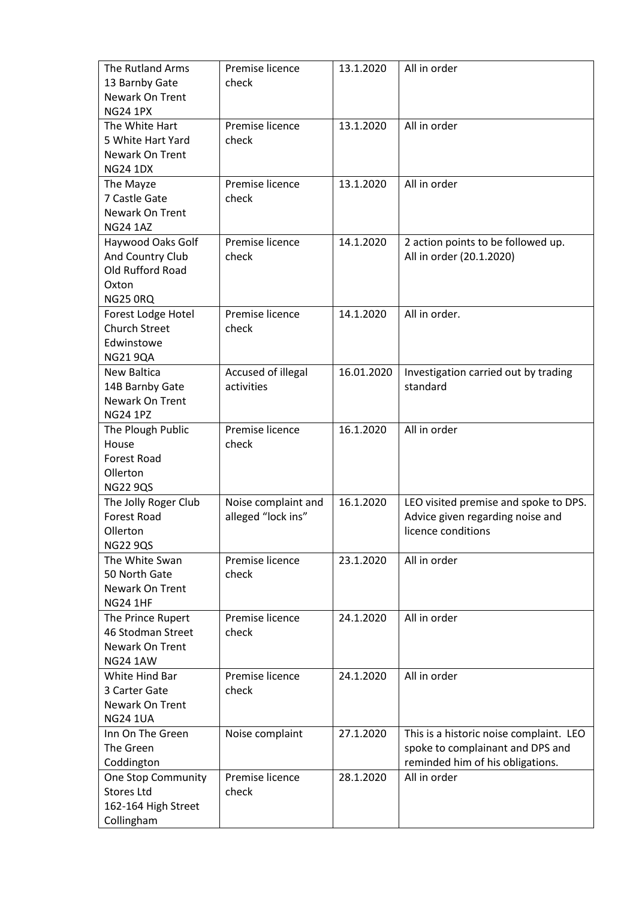| | | | |
|---|---|---|---|
| The Rutland Arms<br>13 Barnby Gate<br>Newark On Trent<br>NG24 1PX | Premise licence check | 13.1.2020 | All in order |
| The White Hart<br>5 White Hart Yard<br>Newark On Trent<br>NG24 1DX | Premise licence check | 13.1.2020 | All in order |
| The Mayze<br>7 Castle Gate<br>Newark On Trent<br>NG24 1AZ | Premise licence check | 13.1.2020 | All in order |
| Haywood Oaks Golf And Country Club<br>Old Rufford Road<br>Oxton<br>NG25 0RQ | Premise licence check | 14.1.2020 | 2 action points to be followed up.<br>All in order (20.1.2020) |
| Forest Lodge Hotel<br>Church Street<br>Edwinstowe<br>NG21 9QA | Premise licence check | 14.1.2020 | All in order. |
| New Baltica<br>14B Barnby Gate<br>Newark On Trent<br>NG24 1PZ | Accused of illegal activities | 16.01.2020 | Investigation carried out by trading standard |
| The Plough Public House<br>Forest Road<br>Ollerton<br>NG22 9QS | Premise licence check | 16.1.2020 | All in order |
| The Jolly Roger Club<br>Forest Road<br>Ollerton<br>NG22 9QS | Noise complaint and alleged "lock ins" | 16.1.2020 | LEO visited premise and spoke to DPS. Advice given regarding noise and licence conditions |
| The White Swan<br>50 North Gate<br>Newark On Trent<br>NG24 1HF | Premise licence check | 23.1.2020 | All in order |
| The Prince Rupert<br>46 Stodman Street<br>Newark On Trent<br>NG24 1AW | Premise licence check | 24.1.2020 | All in order |
| White Hind Bar<br>3 Carter Gate<br>Newark On Trent<br>NG24 1UA | Premise licence check | 24.1.2020 | All in order |
| Inn On The Green<br>The Green<br>Coddington | Noise complaint | 27.1.2020 | This is a historic noise complaint. LEO spoke to complainant and DPS and reminded him of his obligations. |
| One Stop Community Stores Ltd<br>162-164 High Street<br>Collingham | Premise licence check | 28.1.2020 | All in order |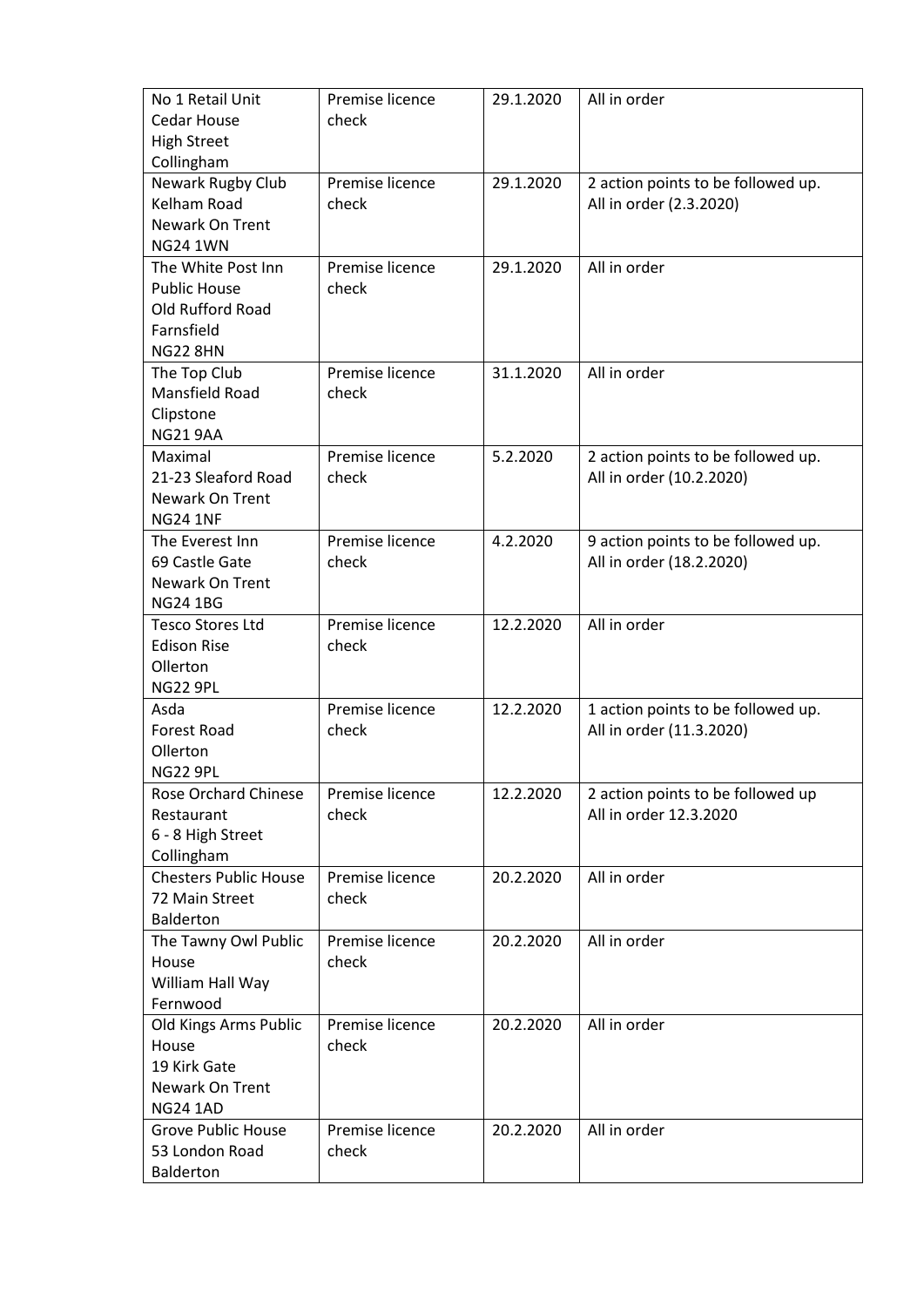| No 1 Retail Unit Cedar House High Street Collingham | Premise licence check | 29.1.2020 | All in order |
|---|---|---|---|
| Newark Rugby Club Kelham Road Newark On Trent NG24 1WN | Premise licence check | 29.1.2020 | 2 action points to be followed up. All in order (2.3.2020) |
| The White Post Inn Public House Old Rufford Road Farnsfield NG22 8HN | Premise licence check | 29.1.2020 | All in order |
| The Top Club Mansfield Road Clipstone NG21 9AA | Premise licence check | 31.1.2020 | All in order |
| Maximal 21-23 Sleaford Road Newark On Trent NG24 1NF | Premise licence check | 5.2.2020 | 2 action points to be followed up. All in order (10.2.2020) |
| The Everest Inn 69 Castle Gate Newark On Trent NG24 1BG | Premise licence check | 4.2.2020 | 9 action points to be followed up. All in order (18.2.2020) |
| Tesco Stores Ltd Edison Rise Ollerton NG22 9PL | Premise licence check | 12.2.2020 | All in order |
| Asda Forest Road Ollerton NG22 9PL | Premise licence check | 12.2.2020 | 1 action points to be followed up. All in order (11.3.2020) |
| Rose Orchard Chinese Restaurant 6 - 8 High Street Collingham | Premise licence check | 12.2.2020 | 2 action points to be followed up All in order 12.3.2020 |
| Chesters Public House 72 Main Street Balderton | Premise licence check | 20.2.2020 | All in order |
| The Tawny Owl Public House William Hall Way Fernwood | Premise licence check | 20.2.2020 | All in order |
| Old Kings Arms Public House 19 Kirk Gate Newark On Trent NG24 1AD | Premise licence check | 20.2.2020 | All in order |
| Grove Public House 53 London Road Balderton | Premise licence check | 20.2.2020 | All in order |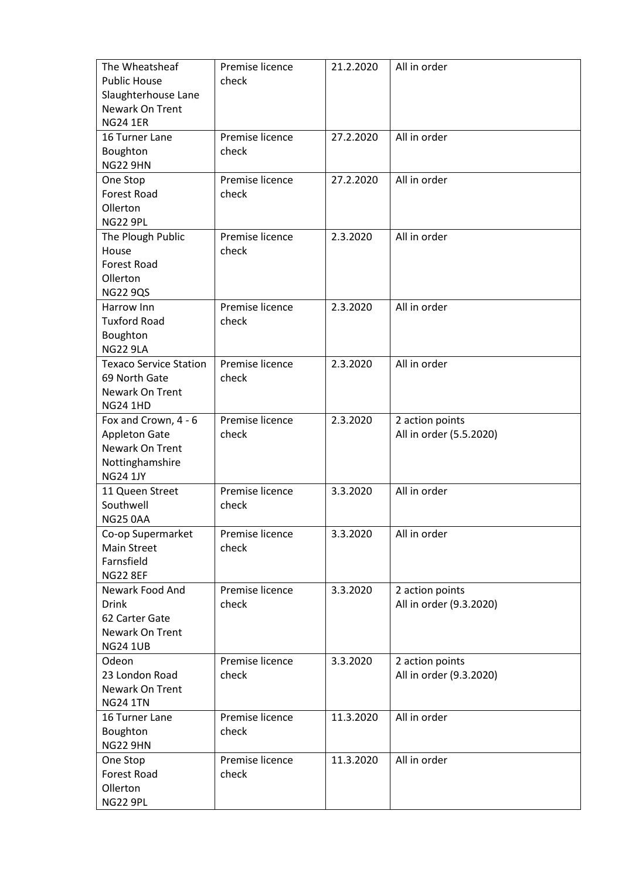| The Wheatsheaf Public House Slaughterhouse Lane Newark On Trent NG24 1ER | Premise licence check | 21.2.2020 | All in order |
|---|---|---|---|
| 16 Turner Lane Boughton NG22 9HN | Premise licence check | 27.2.2020 | All in order |
| One Stop Forest Road Ollerton NG22 9PL | Premise licence check | 27.2.2020 | All in order |
| The Plough Public House Forest Road Ollerton NG22 9QS | Premise licence check | 2.3.2020 | All in order |
| Harrow Inn Tuxford Road Boughton NG22 9LA | Premise licence check | 2.3.2020 | All in order |
| Texaco Service Station 69 North Gate Newark On Trent NG24 1HD | Premise licence check | 2.3.2020 | All in order |
| Fox and Crown, 4 - 6 Appleton Gate Newark On Trent Nottinghamshire NG24 1JY | Premise licence check | 2.3.2020 | 2 action points All in order (5.5.2020) |
| 11 Queen Street Southwell NG25 0AA | Premise licence check | 3.3.2020 | All in order |
| Co-op Supermarket Main Street Farnsfield NG22 8EF | Premise licence check | 3.3.2020 | All in order |
| Newark Food And Drink 62 Carter Gate Newark On Trent NG24 1UB | Premise licence check | 3.3.2020 | 2 action points All in order (9.3.2020) |
| Odeon 23 London Road Newark On Trent NG24 1TN | Premise licence check | 3.3.2020 | 2 action points All in order (9.3.2020) |
| 16 Turner Lane Boughton NG22 9HN | Premise licence check | 11.3.2020 | All in order |
| One Stop Forest Road Ollerton NG22 9PL | Premise licence check | 11.3.2020 | All in order |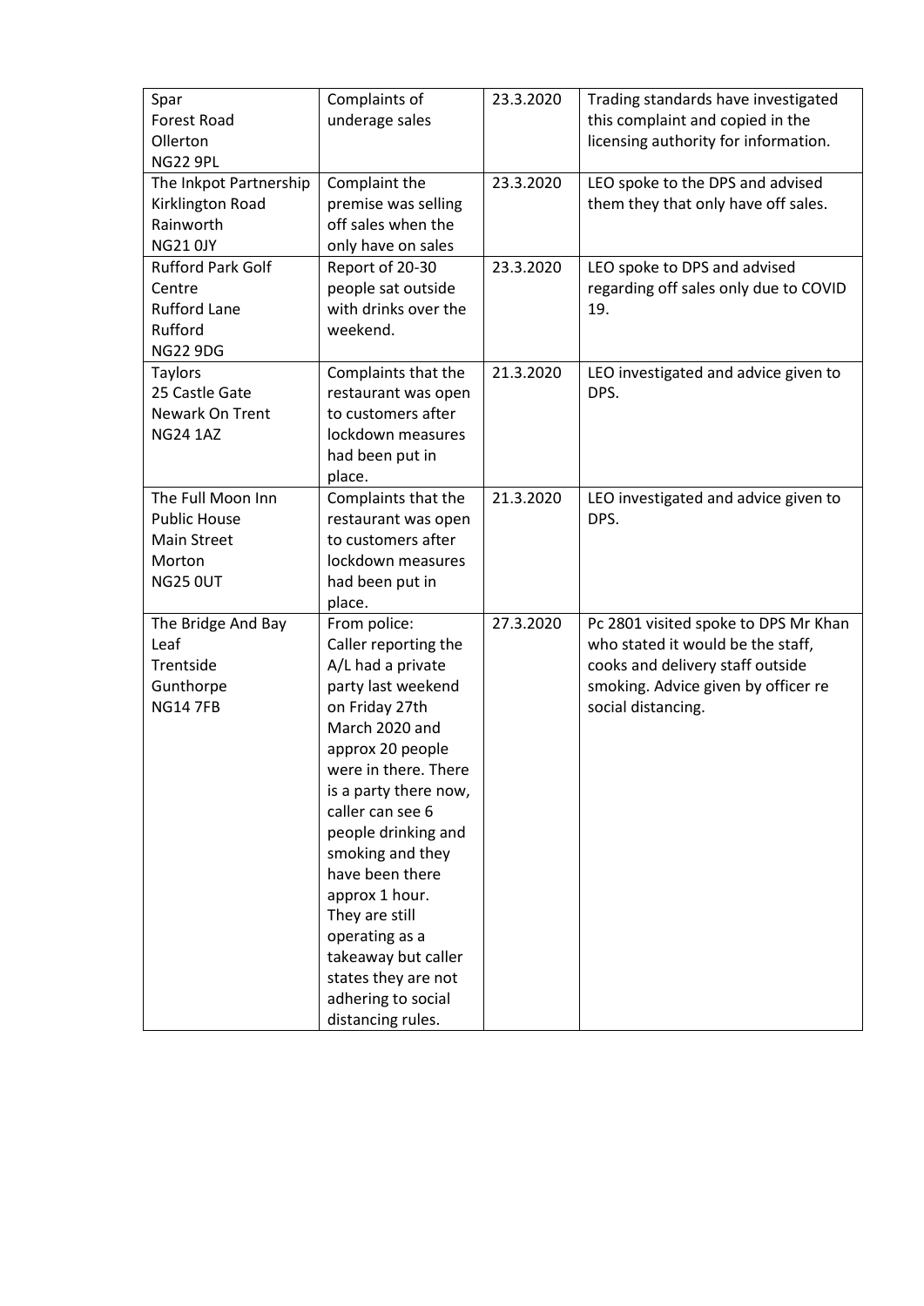| Spar<br>Forest Road<br>Ollerton<br>NG22 9PL | Complaints of underage sales | 23.3.2020 | Trading standards have investigated this complaint and copied in the licensing authority for information. |
|---|---|---|---|
| The Inkpot Partnership<br>Kirklington Road<br>Rainworth<br>NG21 0JY | Complaint the premise was selling off sales when the only have on sales | 23.3.2020 | LEO spoke to the DPS and advised them they that only have off sales. |
| Rufford Park Golf Centre<br>Rufford Lane<br>Rufford<br>NG22 9DG | Report of 20-30 people sat outside with drinks over the weekend. | 23.3.2020 | LEO spoke to DPS and advised regarding off sales only due to COVID 19. |
| Taylors<br>25 Castle Gate<br>Newark On Trent<br>NG24 1AZ | Complaints that the restaurant was open to customers after lockdown measures had been put in place. | 21.3.2020 | LEO investigated and advice given to DPS. |
| The Full Moon Inn Public House<br>Main Street<br>Morton<br>NG25 0UT | Complaints that the restaurant was open to customers after lockdown measures had been put in place. | 21.3.2020 | LEO investigated and advice given to DPS. |
| The Bridge And Bay Leaf<br>Trentside<br>Gunthorpe<br>NG14 7FB | From police:<br>Caller reporting the A/L had a private party last weekend on Friday 27th March 2020 and approx 20 people were in there. There is a party there now, caller can see 6 people drinking and smoking and they have been there approx 1 hour.<br>They are still operating as a takeaway but caller states they are not adhering to social distancing rules. | 27.3.2020 | Pc 2801 visited spoke to DPS Mr Khan who stated it would be the staff, cooks and delivery staff outside smoking. Advice given by officer re social distancing. |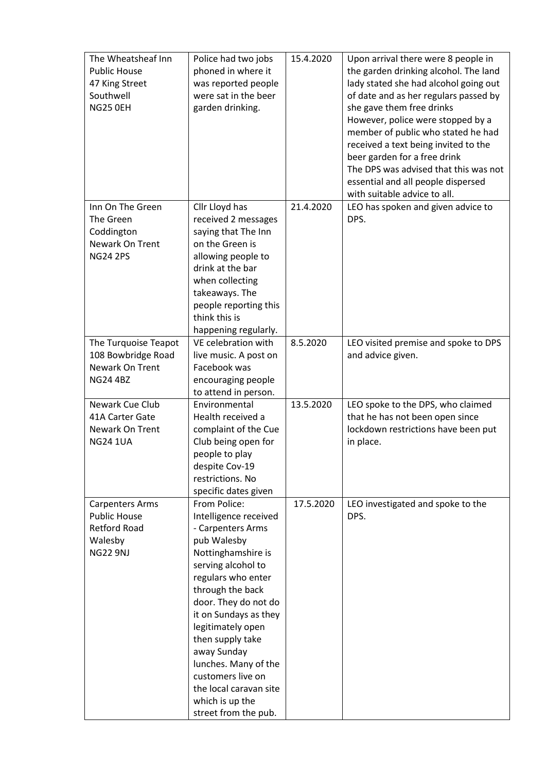| The Wheatsheaf Inn Public House 47 King Street Southwell NG25 0EH | Police had two jobs phoned in where it was reported people were sat in the beer garden drinking. | 15.4.2020 | Upon arrival there were 8 people in the garden drinking alcohol. The land lady stated she had alcohol going out of date and as her regulars passed by she gave them free drinks However, police were stopped by a member of public who stated he had received a text being invited to the beer garden for a free drink The DPS was advised that this was not essential and all people dispersed with suitable advice to all. |
|---|---|---|---|
| Inn On The Green The Green Coddington Newark On Trent NG24 2PS | Cllr Lloyd has received 2 messages saying that The Inn on the Green is allowing people to drink at the bar when collecting takeaways. The people reporting this think this is happening regularly. | 21.4.2020 | LEO has spoken and given advice to DPS. |
| The Turquoise Teapot 108 Bowbridge Road Newark On Trent NG24 4BZ | VE celebration with live music. A post on Facebook was encouraging people to attend in person. | 8.5.2020 | LEO visited premise and spoke to DPS and advice given. |
| Newark Cue Club 41A Carter Gate Newark On Trent NG24 1UA | Environmental Health received a complaint of the Cue Club being open for people to play despite Cov-19 restrictions. No specific dates given | 13.5.2020 | LEO spoke to the DPS, who claimed that he has not been open since lockdown restrictions have been put in place. |
| Carpenters Arms Public House Retford Road Walesby NG22 9NJ | From Police: Intelligence received - Carpenters Arms pub Walesby Nottinghamshire is serving alcohol to regulars who enter through the back door. They do not do it on Sundays as they legitimately open then supply take away Sunday lunches. Many of the customers live on the local caravan site which is up the street from the pub. | 17.5.2020 | LEO investigated and spoke to the DPS. |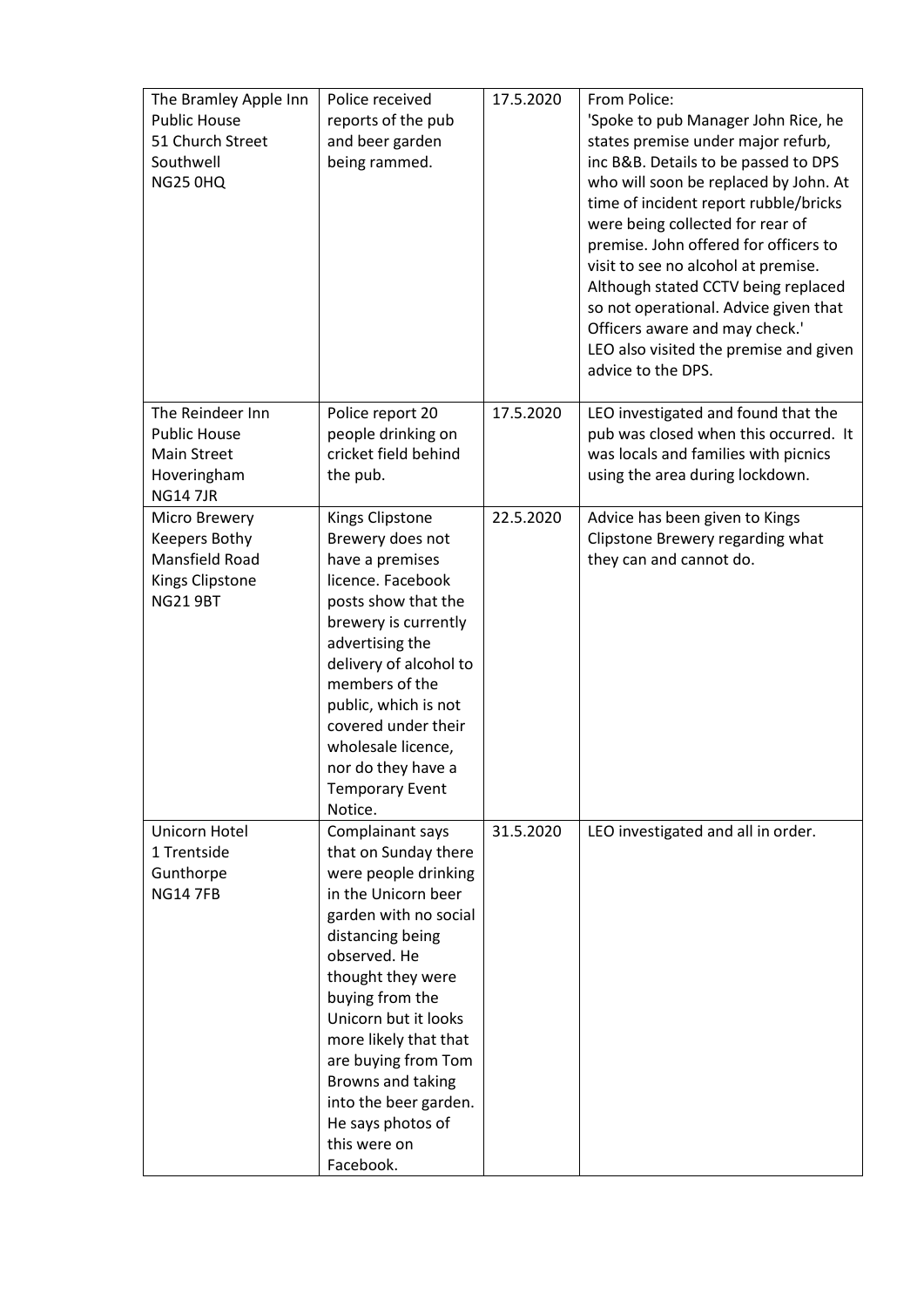| | | | |
|---|---|---|---|
| The Bramley Apple Inn Public House 51 Church Street Southwell NG25 0HQ | Police received reports of the pub and beer garden being rammed. | 17.5.2020 | From Police: 'Spoke to pub Manager John Rice, he states premise under major refurb, inc B&B. Details to be passed to DPS who will soon be replaced by John. At time of incident report rubble/bricks were being collected for rear of premise. John offered for officers to visit to see no alcohol at premise. Although stated CCTV being replaced so not operational. Advice given that Officers aware and may check.' LEO also visited the premise and given advice to the DPS. |
| The Reindeer Inn Public House Main Street Hoveringham NG14 7JR | Police report 20 people drinking on cricket field behind the pub. | 17.5.2020 | LEO investigated and found that the pub was closed when this occurred. It was locals and families with picnics using the area during lockdown. |
| Micro Brewery Keepers Bothy Mansfield Road Kings Clipstone NG21 9BT | Kings Clipstone Brewery does not have a premises licence. Facebook posts show that the brewery is currently advertising the delivery of alcohol to members of the public, which is not covered under their wholesale licence, nor do they have a Temporary Event Notice. | 22.5.2020 | Advice has been given to Kings Clipstone Brewery regarding what they can and cannot do. |
| Unicorn Hotel 1 Trentside Gunthorpe NG14 7FB | Complainant says that on Sunday there were people drinking in the Unicorn beer garden with no social distancing being observed. He thought they were buying from the Unicorn but it looks more likely that that are buying from Tom Browns and taking into the beer garden. He says photos of this were on Facebook. | 31.5.2020 | LEO investigated and all in order. |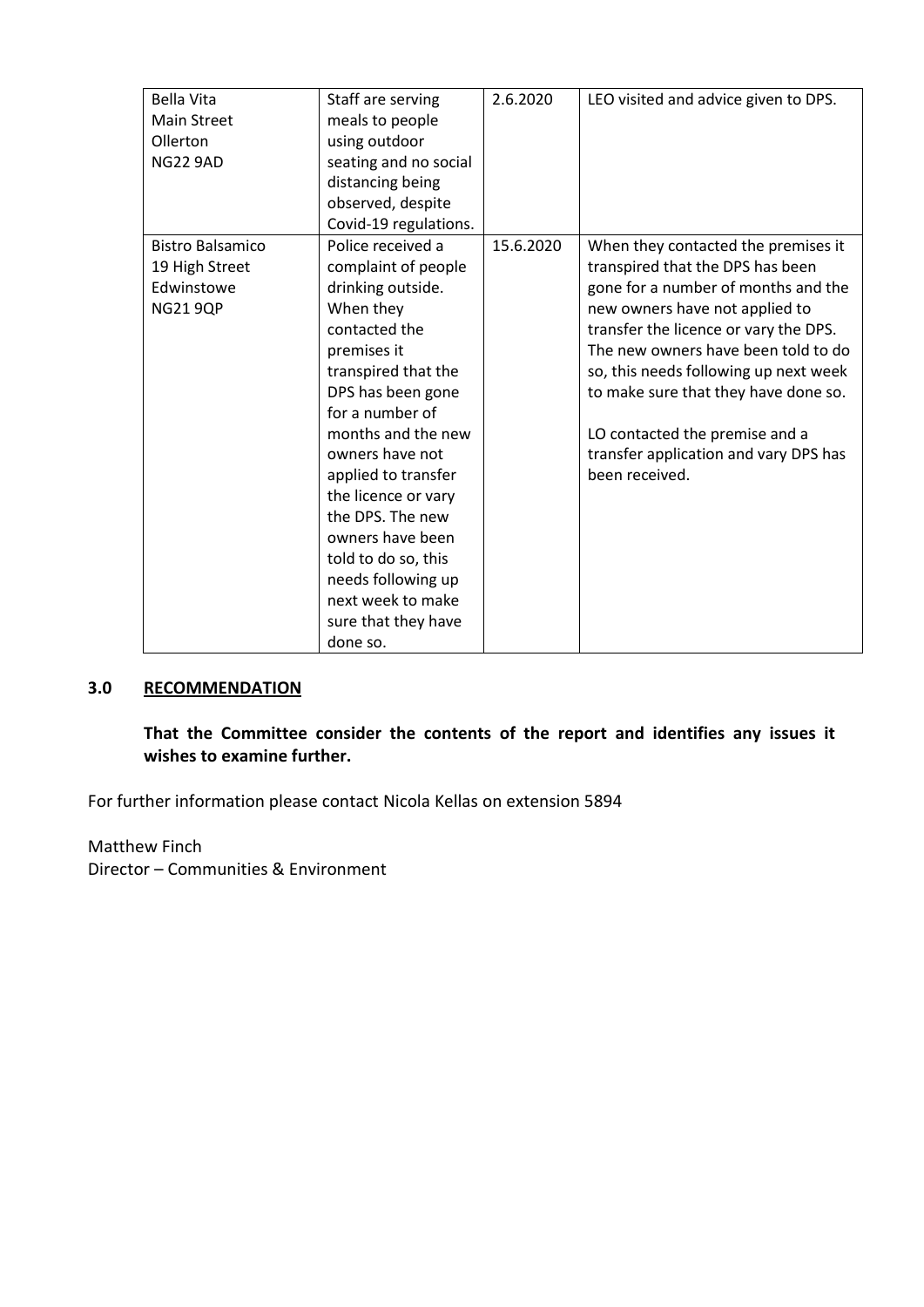| | | | |
|---|---|---|---|
| Bella Vita<br>Main Street<br>Ollerton<br>NG22 9AD | Staff are serving meals to people using outdoor seating and no social distancing being observed, despite Covid-19 regulations. | 2.6.2020 | LEO visited and advice given to DPS. |
| Bistro Balsamico<br>19 High Street<br>Edwinstowe<br>NG21 9QP | Police received a complaint of people drinking outside. When they contacted the premises it transpired that the DPS has been gone for a number of months and the new owners have not applied to transfer the licence or vary the DPS. The new owners have been told to do so, this needs following up next week to make sure that they have done so. | 15.6.2020 | When they contacted the premises it transpired that the DPS has been gone for a number of months and the new owners have not applied to transfer the licence or vary the DPS. The new owners have been told to do so, this needs following up next week to make sure that they have done so.<br><br>LO contacted the premise and a transfer application and vary DPS has been received. |

## 3.0 RECOMMENDATION

**That the Committee consider the contents of the report and identifies any issues it wishes to examine further.**

For further information please contact Nicola Kellas on extension 5894

Matthew Finch
Director – Communities & Environment